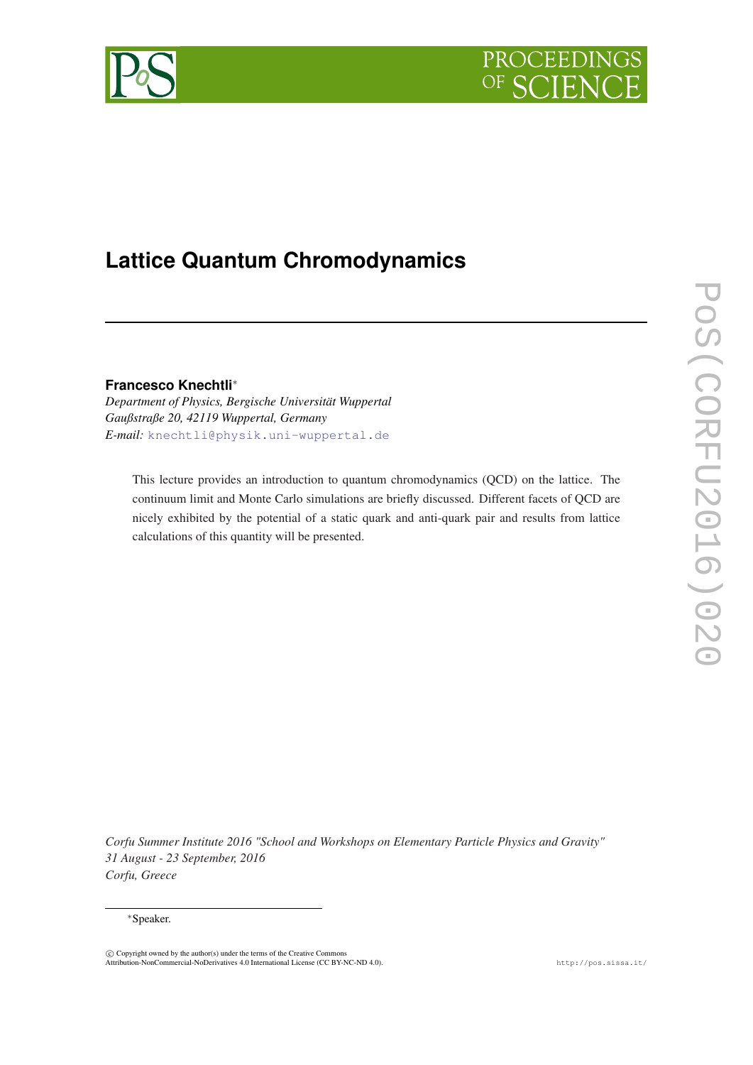# Lattice Quantum Chromodynamics

**Francesco Knechtli***

*Department of Physics, Bergische Universität Wuppertal*
*Gaußstraße 20, 42119 Wuppertal, Germany*
*E-mail:* knechtli@physik.uni-wuppertal.de

This lecture provides an introduction to quantum chromodynamics (QCD) on the lattice. The continuum limit and Monte Carlo simulations are briefly discussed. Different facets of QCD are nicely exhibited by the potential of a static quark and anti-quark pair and results from lattice calculations of this quantity will be presented.

*Corfu Summer Institute 2016 "School and Workshops on Elementary Particle Physics and Gravity"*
*31 August - 23 September, 2016*
*Corfu, Greece*

*Speaker.

© Copyright owned by the author(s) under the terms of the Creative Commons Attribution-NonCommercial-NoDerivatives 4.0 International License (CC BY-NC-ND 4.0).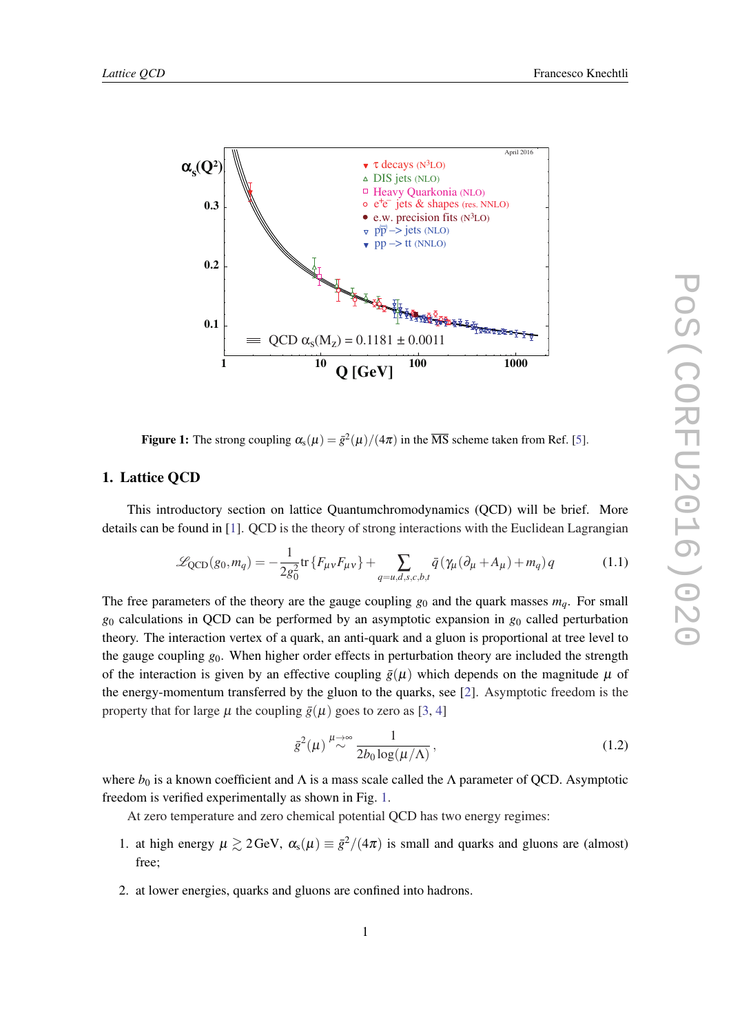Figure 1: The strong coupling $\alpha_s(\mu) = \bar{g}^2(\mu)/(4\pi)$ in the $\overline{\text{MS}}$ scheme taken from Ref. [5].

## 1. Lattice QCD

This introductory section on lattice Quantumchromodynamics (QCD) will be brief. More details can be found in [1]. QCD is the theory of strong interactions with the Euclidean Lagrangian

$$\mathscr{L}_{\text{QCD}}(g_0, m_q) = -\frac{1}{2g_0^2}\text{tr}\{F_{\mu\nu}F_{\mu\nu}\} + \sum_{q=u,d,s,c,b,t} \bar{q}\left(\gamma_\mu(\partial_\mu + A_\mu) + m_q\right)q \tag{1.1}$$

The free parameters of the theory are the gauge coupling $g_0$ and the quark masses $m_q$. For small $g_0$ calculations in QCD can be performed by an asymptotic expansion in $g_0$ called perturbation theory. The interaction vertex of a quark, an anti-quark and a gluon is proportional at tree level to the gauge coupling $g_0$. When higher order effects in perturbation theory are included the strength of the interaction is given by an effective coupling $\bar{g}(\mu)$ which depends on the magnitude $\mu$ of the energy-momentum transferred by the gluon to the quarks, see [2]. Asymptotic freedom is the property that for large $\mu$ the coupling $\bar{g}(\mu)$ goes to zero as [3, 4]

$$\bar{g}^2(\mu) \overset{\mu\to\infty}{\sim} \frac{1}{2b_0 \log(\mu/\Lambda)}, \tag{1.2}$$

where $b_0$ is a known coefficient and $\Lambda$ is a mass scale called the $\Lambda$ parameter of QCD. Asymptotic freedom is verified experimentally as shown in Fig. 1.

At zero temperature and zero chemical potential QCD has two energy regimes:

1. at high energy $\mu \gtrsim 2\,\text{GeV}$, $\alpha_s(\mu) \equiv \bar{g}^2/(4\pi)$ is small and quarks and gluons are (almost) free;
2. at lower energies, quarks and gluons are confined into hadrons.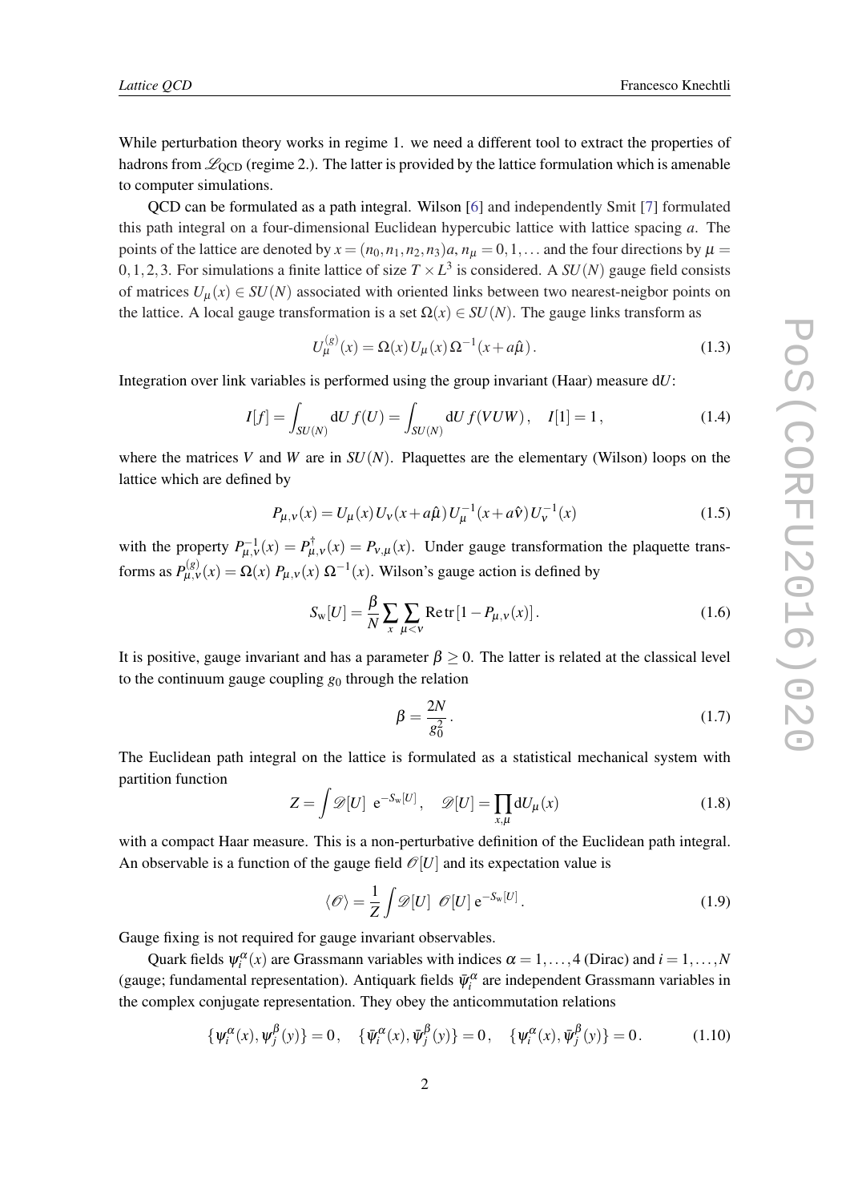While perturbation theory works in regime 1. we need a different tool to extract the properties of hadrons from $\mathscr{L}_{\rm QCD}$ (regime 2.). The latter is provided by the lattice formulation which is amenable to computer simulations.

QCD can be formulated as a path integral. Wilson [6] and independently Smit [7] formulated this path integral on a four-dimensional Euclidean hypercubic lattice with lattice spacing $a$. The points of the lattice are denoted by $x = (n_0, n_1, n_2, n_3)a$, $n_\mu = 0, 1, \ldots$ and the four directions by $\mu = 0, 1, 2, 3$. For simulations a finite lattice of size $T \times L^3$ is considered. A $SU(N)$ gauge field consists of matrices $U_\mu(x) \in SU(N)$ associated with oriented links between two nearest-neigbor points on the lattice. A local gauge transformation is a set $\Omega(x) \in SU(N)$. The gauge links transform as

$$U_\mu^{(g)}(x) = \Omega(x)\, U_\mu(x)\, \Omega^{-1}(x + a\hat{\mu})\,. \tag{1.3}$$

Integration over link variables is performed using the group invariant (Haar) measure $\mathrm{d}U$:

$$I[f] = \int_{SU(N)} \mathrm{d}U\, f(U) = \int_{SU(N)} \mathrm{d}U\, f(VUW)\,, \quad I[1] = 1\,, \tag{1.4}$$

where the matrices $V$ and $W$ are in $SU(N)$. Plaquettes are the elementary (Wilson) loops on the lattice which are defined by

$$P_{\mu,\nu}(x) = U_\mu(x)\, U_\nu(x + a\hat{\mu})\, U_\mu^{-1}(x + a\hat{\nu})\, U_\nu^{-1}(x) \tag{1.5}$$

with the property $P_{\mu,\nu}^{-1}(x) = P_{\mu,\nu}^{\dagger}(x) = P_{\nu,\mu}(x)$. Under gauge transformation the plaquette transforms as $P_{\mu,\nu}^{(g)}(x) = \Omega(x)\; P_{\mu,\nu}(x)\; \Omega^{-1}(x)$. Wilson's gauge action is defined by

$$S_{\rm w}[U] = \frac{\beta}{N} \sum_x \sum_{\mu<\nu} \mathrm{Re}\,\mathrm{tr}\,[1 - P_{\mu,\nu}(x)]\,. \tag{1.6}$$

It is positive, gauge invariant and has a parameter $\beta \geq 0$. The latter is related at the classical level to the continuum gauge coupling $g_0$ through the relation

$$\beta = \frac{2N}{g_0^2}\,. \tag{1.7}$$

The Euclidean path integral on the lattice is formulated as a statistical mechanical system with partition function

$$Z = \int \mathscr{D}[U]\;\; \mathrm{e}^{-S_{\rm w}[U]}\,, \quad \mathscr{D}[U] = \prod_{x,\mu} \mathrm{d}U_\mu(x) \tag{1.8}$$

with a compact Haar measure. This is a non-perturbative definition of the Euclidean path integral. An observable is a function of the gauge field $\mathscr{O}[U]$ and its expectation value is

$$\langle \mathscr{O} \rangle = \frac{1}{Z} \int \mathscr{D}[U]\;\; \mathscr{O}[U]\, \mathrm{e}^{-S_{\rm w}[U]}\,. \tag{1.9}$$

Gauge fixing is not required for gauge invariant observables.

Quark fields $\psi_i^\alpha(x)$ are Grassmann variables with indices $\alpha = 1, \ldots, 4$ (Dirac) and $i = 1, \ldots, N$ (gauge; fundamental representation). Antiquark fields $\bar{\psi}_i^\alpha$ are independent Grassmann variables in the complex conjugate representation. They obey the anticommutation relations

$$\{\psi_i^\alpha(x), \psi_j^\beta(y)\} = 0\,, \quad \{\bar{\psi}_i^\alpha(x), \bar{\psi}_j^\beta(y)\} = 0\,, \quad \{\psi_i^\alpha(x), \bar{\psi}_j^\beta(y)\} = 0\,. \tag{1.10}$$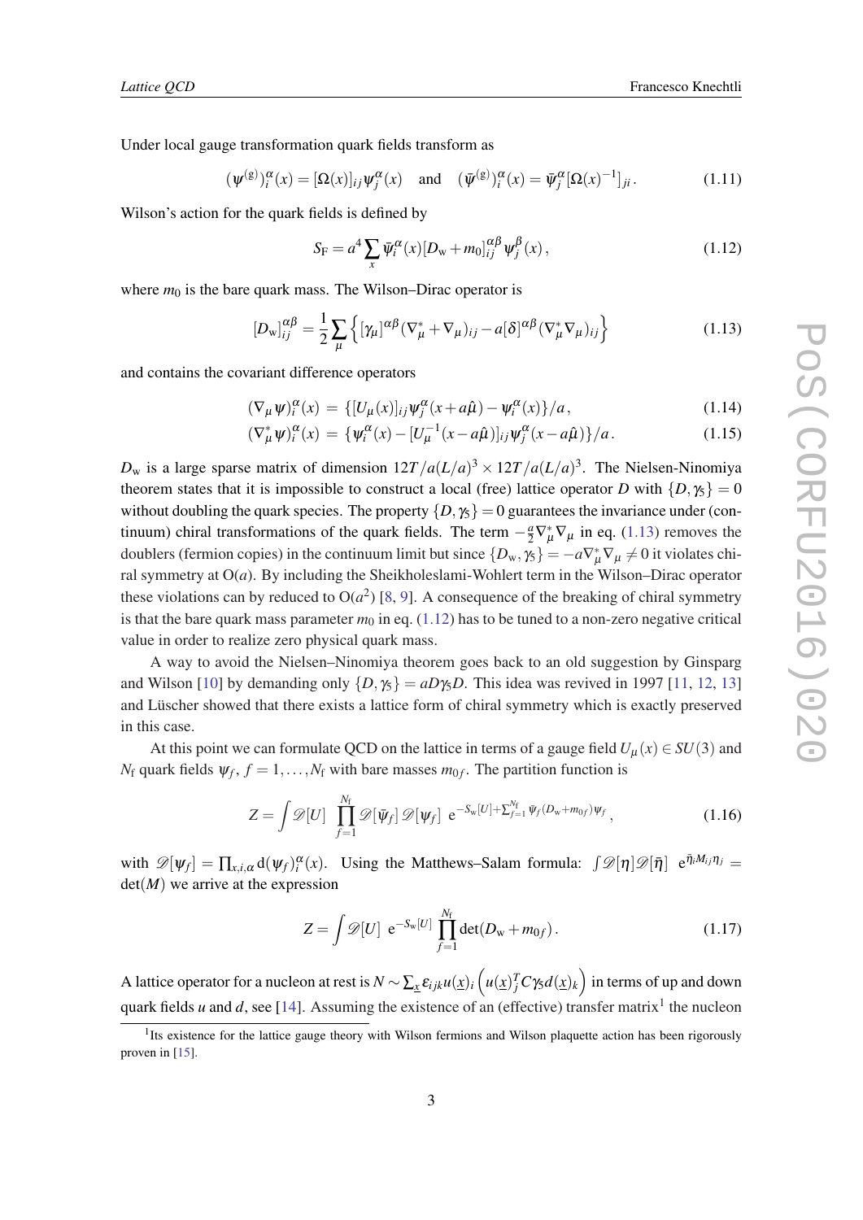Under local gauge transformation quark fields transform as

$$(\psi^{(g)})_i^\alpha(x) = [\Omega(x)]_{ij}\psi_j^\alpha(x) \quad \text{and} \quad (\bar{\psi}^{(g)})_i^\alpha(x) = \bar{\psi}_j^\alpha[\Omega(x)^{-1}]_{ji}\,. \tag{1.11}$$

Wilson's action for the quark fields is defined by

$$S_{\mathrm{F}} = a^4\sum_x \bar{\psi}_i^\alpha(x)[D_{\mathrm{w}}+m_0]_{ij}^{\alpha\beta}\psi_j^\beta(x)\,, \tag{1.12}$$

where $m_0$ is the bare quark mass. The Wilson–Dirac operator is

$$[D_{\mathrm{w}}]_{ij}^{\alpha\beta} = \frac{1}{2}\sum_\mu\left\{[\gamma_\mu]^{\alpha\beta}(\nabla_\mu^*+\nabla_\mu)_{ij} - a[\delta]^{\alpha\beta}(\nabla_\mu^*\nabla_\mu)_{ij}\right\} \tag{1.13}$$

and contains the covariant difference operators

$$(\nabla_\mu\psi)_i^\alpha(x) = \{[U_\mu(x)]_{ij}\psi_j^\alpha(x+a\hat{\mu}) - \psi_i^\alpha(x)\}/a\,, \tag{1.14}$$

$$(\nabla_\mu^*\psi)_i^\alpha(x) = \{\psi_i^\alpha(x) - [U_\mu^{-1}(x-a\hat{\mu})]_{ij}\psi_j^\alpha(x-a\hat{\mu})\}/a\,. \tag{1.15}$$

$D_{\mathrm{w}}$ is a large sparse matrix of dimension $12T/a(L/a)^3\times 12T/a(L/a)^3$. The Nielsen-Ninomiya theorem states that it is impossible to construct a local (free) lattice operator $D$ with $\{D,\gamma_5\}=0$ without doubling the quark species. The property $\{D,\gamma_5\}=0$ guarantees the invariance under (continuum) chiral transformations of the quark fields. The term $-\frac{a}{2}\nabla_\mu^*\nabla_\mu$ in eq. (1.13) removes the doublers (fermion copies) in the continuum limit but since $\{D_{\mathrm{w}},\gamma_5\} = -a\nabla_\mu^*\nabla_\mu \neq 0$ it violates chiral symmetry at $\mathrm{O}(a)$. By including the Sheikholeslami-Wohlert term in the Wilson–Dirac operator these violations can by reduced to $\mathrm{O}(a^2)$ [8, 9]. A consequence of the breaking of chiral symmetry is that the bare quark mass parameter $m_0$ in eq. (1.12) has to be tuned to a non-zero negative critical value in order to realize zero physical quark mass.

A way to avoid the Nielsen–Ninomiya theorem goes back to an old suggestion by Ginsparg and Wilson [10] by demanding only $\{D,\gamma_5\} = aD\gamma_5 D$. This idea was revived in 1997 [11, 12, 13] and Lüscher showed that there exists a lattice form of chiral symmetry which is exactly preserved in this case.

At this point we can formulate QCD on the lattice in terms of a gauge field $U_\mu(x)\in SU(3)$ and $N_{\mathrm{f}}$ quark fields $\psi_f$, $f=1,\ldots,N_{\mathrm{f}}$ with bare masses $m_{0f}$. The partition function is

$$Z = \int \mathscr{D}[U]\ \prod_{f=1}^{N_{\mathrm{f}}}\mathscr{D}[\bar{\psi}_f]\,\mathscr{D}[\psi_f]\ \mathrm{e}^{-S_{\mathrm{w}}[U]+\sum_{f=1}^{N_{\mathrm{f}}}\bar{\psi}_f(D_{\mathrm{w}}+m_{0f})\psi_f}\,, \tag{1.16}$$

with $\mathscr{D}[\psi_f] = \prod_{x,i,\alpha}\mathrm{d}(\psi_f)_i^\alpha(x)$. Using the Matthews–Salam formula: $\int\mathscr{D}[\eta]\mathscr{D}[\bar{\eta}]\ \mathrm{e}^{\bar{\eta}_i M_{ij}\eta_j} = \det(M)$ we arrive at the expression

$$Z = \int\mathscr{D}[U]\ \mathrm{e}^{-S_{\mathrm{w}}[U]}\prod_{f=1}^{N_{\mathrm{f}}}\det(D_{\mathrm{w}}+m_{0f})\,. \tag{1.17}$$

A lattice operator for a nucleon at rest is $N\sim\sum_{\underline{x}}\varepsilon_{ijk}u(\underline{x})_i\left(u(\underline{x})_j^T C\gamma_5 d(\underline{x})_k\right)$ in terms of up and down quark fields $u$ and $d$, see [14]. Assuming the existence of an (effective) transfer matrix[1] the nucleon

[1] Its existence for the lattice gauge theory with Wilson fermions and Wilson plaquette action has been rigorously proven in [15].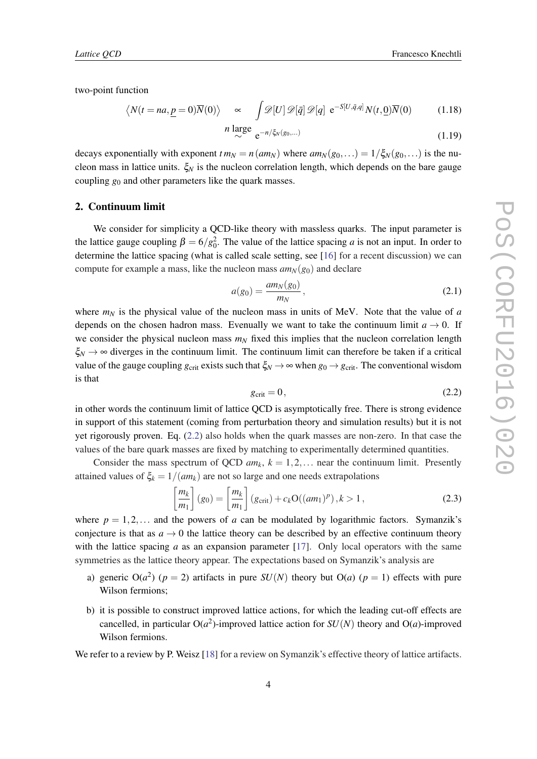two-point function

$$\langle N(t=na,\underline{p}=0)\overline{N}(0)\rangle \quad \propto \quad \int \mathscr{D}[U]\,\mathscr{D}[\bar{q}]\,\mathscr{D}[q]\;\, \mathrm{e}^{-S[U,\bar{q},q]}\,N(t,\underline{0})\overline{N}(0) \tag{1.18}$$

$$\overset{n\ \text{large}}{\sim} \quad \mathrm{e}^{-n/\xi_N(g_0,\ldots)} \tag{1.19}$$

decays exponentially with exponent $t\,m_N = n\,(am_N)$ where $am_N(g_0,\ldots) = 1/\xi_N(g_0,\ldots)$ is the nucleon mass in lattice units. $\xi_N$ is the nucleon correlation length, which depends on the bare gauge coupling $g_0$ and other parameters like the quark masses.

## 2. Continuum limit

We consider for simplicity a QCD-like theory with massless quarks. The input parameter is the lattice gauge coupling $\beta = 6/g_0^2$. The value of the lattice spacing $a$ is not an input. In order to determine the lattice spacing (what is called scale setting, see [16] for a recent discussion) we can compute for example a mass, like the nucleon mass $am_N(g_0)$ and declare

$$a(g_0) = \frac{am_N(g_0)}{m_N}\,, \tag{2.1}$$

where $m_N$ is the physical value of the nucleon mass in units of MeV. Note that the value of $a$ depends on the chosen hadron mass. Evenually we want to take the continuum limit $a \to 0$. If we consider the physical nucleon mass $m_N$ fixed this implies that the nucleon correlation length $\xi_N \to \infty$ diverges in the continuum limit. The continuum limit can therefore be taken if a critical value of the gauge coupling $g_{\rm crit}$ exists such that $\xi_N \to \infty$ when $g_0 \to g_{\rm crit}$. The conventional wisdom is that

$$g_{\rm crit} = 0\,, \tag{2.2}$$

in other words the continuum limit of lattice QCD is asymptotically free. There is strong evidence in support of this statement (coming from perturbation theory and simulation results) but it is not yet rigorously proven. Eq. (2.2) also holds when the quark masses are non-zero. In that case the values of the bare quark masses are fixed by matching to experimentally determined quantities.

Consider the mass spectrum of QCD $am_k$, $k = 1,2,\ldots$ near the continuum limit. Presently attained values of $\xi_k = 1/(am_k)$ are not so large and one needs extrapolations

$$\left[\frac{m_k}{m_1}\right](g_0) = \left[\frac{m_k}{m_1}\right](g_{\rm crit}) + c_k \mathrm{O}((am_1)^p)\,, k > 1\,, \tag{2.3}$$

where $p = 1,2,\ldots$ and the powers of $a$ can be modulated by logarithmic factors. Symanzik's conjecture is that as $a \to 0$ the lattice theory can be described by an effective continuum theory with the lattice spacing $a$ as an expansion parameter [17]. Only local operators with the same symmetries as the lattice theory appear. The expectations based on Symanzik's analysis are

a) generic $\mathrm{O}(a^2)$ ($p = 2$) artifacts in pure $SU(N)$ theory but $\mathrm{O}(a)$ ($p = 1$) effects with pure Wilson fermions;

b) it is possible to construct improved lattice actions, for which the leading cut-off effects are cancelled, in particular $\mathrm{O}(a^2)$-improved lattice action for $SU(N)$ theory and $\mathrm{O}(a)$-improved Wilson fermions.

We refer to a review by P. Weisz [18] for a review on Symanzik's effective theory of lattice artifacts.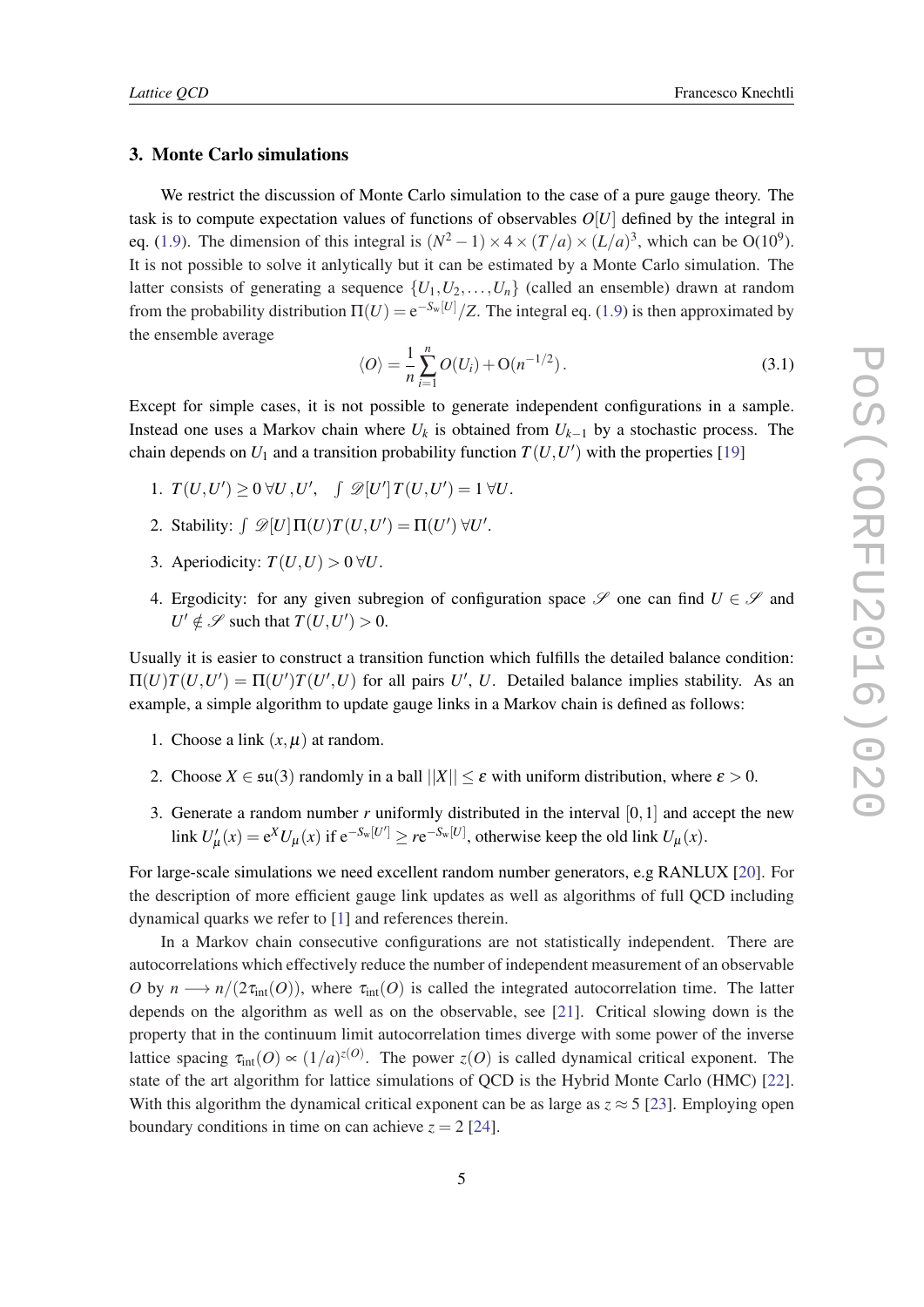## 3. Monte Carlo simulations

We restrict the discussion of Monte Carlo simulation to the case of a pure gauge theory. The task is to compute expectation values of functions of observables $O[U]$ defined by the integral in eq. (1.9). The dimension of this integral is $(N^2-1)\times 4\times(T/a)\times(L/a)^3$, which can be $\mathrm{O}(10^9)$. It is not possible to solve it anlytically but it can be estimated by a Monte Carlo simulation. The latter consists of generating a sequence $\{U_1,U_2,\ldots,U_n\}$ (called an ensemble) drawn at random from the probability distribution $\Pi(U)=\mathrm{e}^{-S_{\mathrm{w}}[U]}/Z$. The integral eq. (1.9) is then approximated by the ensemble average

$$\langle O\rangle = \frac{1}{n}\sum_{i=1}^{n} O(U_i) + \mathrm{O}(n^{-1/2})\,. \tag{3.1}$$

Except for simple cases, it is not possible to generate independent configurations in a sample. Instead one uses a Markov chain where $U_k$ is obtained from $U_{k-1}$ by a stochastic process. The chain depends on $U_1$ and a transition probability function $T(U,U')$ with the properties [19]

1. $T(U,U')\geq 0\;\forall U,U',\quad \int \mathscr{D}[U']\,T(U,U')=1\;\forall U.$
2. Stability: $\int \mathscr{D}[U]\,\Pi(U)T(U,U')=\Pi(U')\;\forall U'.$
3. Aperiodicity: $T(U,U)>0\;\forall U.$
4. Ergodicity: for any given subregion of configuration space $\mathscr{S}$ one can find $U\in\mathscr{S}$ and $U'\notin\mathscr{S}$ such that $T(U,U')>0.$

Usually it is easier to construct a transition function which fulfills the detailed balance condition: $\Pi(U)T(U,U')=\Pi(U')T(U',U)$ for all pairs $U'$, $U$. Detailed balance implies stability. As an example, a simple algorithm to update gauge links in a Markov chain is defined as follows:

1. Choose a link $(x,\mu)$ at random.
2. Choose $X\in\mathfrak{su}(3)$ randomly in a ball $||X||\leq\varepsilon$ with uniform distribution, where $\varepsilon>0$.
3. Generate a random number $r$ uniformly distributed in the interval $[0,1]$ and accept the new link $U'_\mu(x)=\mathrm{e}^{X}U_\mu(x)$ if $\mathrm{e}^{-S_{\mathrm{w}}[U']}\geq r\mathrm{e}^{-S_{\mathrm{w}}[U]}$, otherwise keep the old link $U_\mu(x)$.

For large-scale simulations we need excellent random number generators, e.g RANLUX [20]. For the description of more efficient gauge link updates as well as algorithms of full QCD including dynamical quarks we refer to [1] and references therein.

In a Markov chain consecutive configurations are not statistically independent. There are autocorrelations which effectively reduce the number of independent measurement of an observable $O$ by $n\longrightarrow n/(2\tau_{\mathrm{int}}(O))$, where $\tau_{\mathrm{int}}(O)$ is called the integrated autocorrelation time. The latter depends on the algorithm as well as on the observable, see [21]. Critical slowing down is the property that in the continuum limit autocorrelation times diverge with some power of the inverse lattice spacing $\tau_{\mathrm{int}}(O)\propto(1/a)^{z(O)}$. The power $z(O)$ is called dynamical critical exponent. The state of the art algorithm for lattice simulations of QCD is the Hybrid Monte Carlo (HMC) [22]. With this algorithm the dynamical critical exponent can be as large as $z\approx 5$ [23]. Employing open boundary conditions in time on can achieve $z=2$ [24].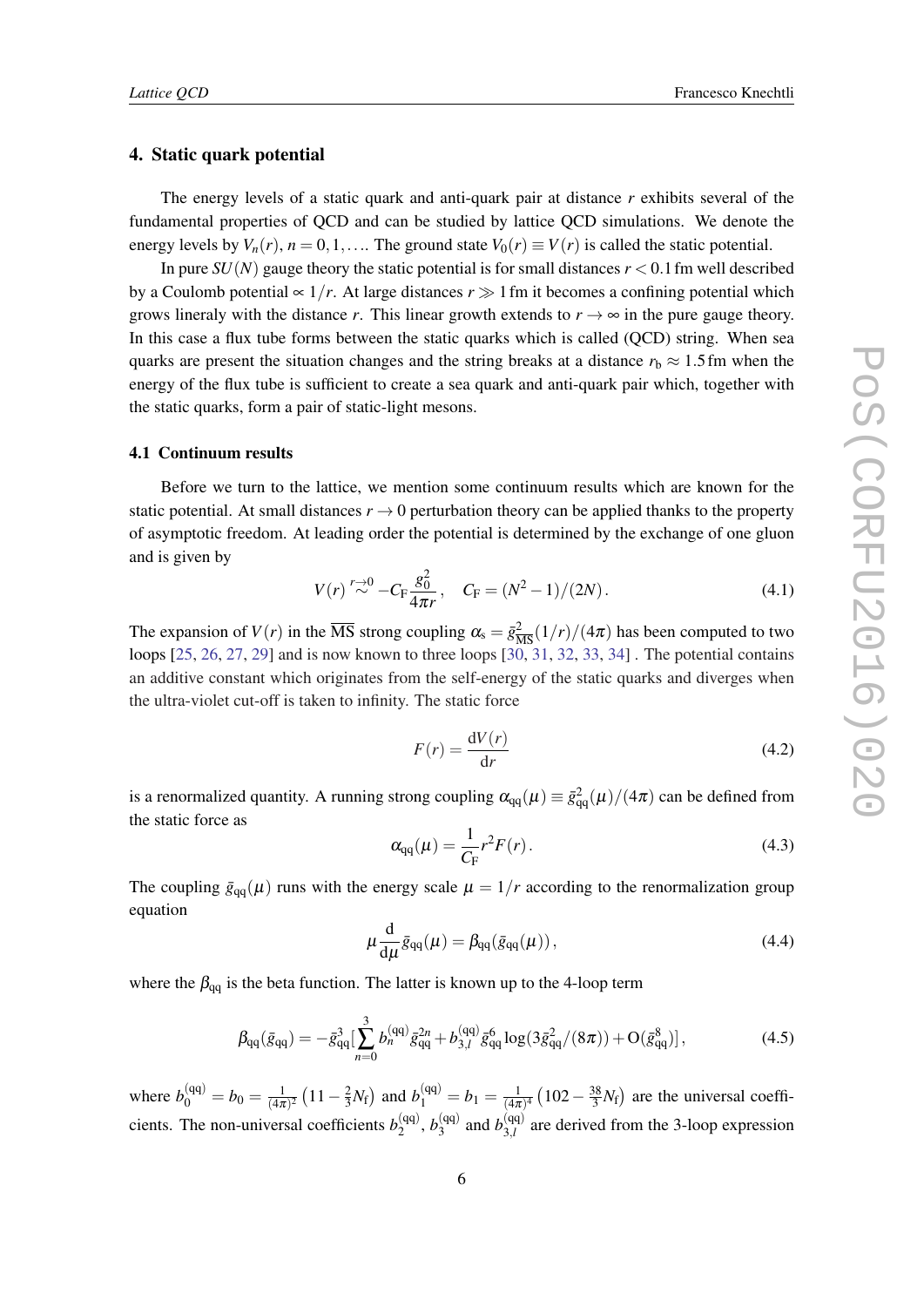## 4. Static quark potential

The energy levels of a static quark and anti-quark pair at distance $r$ exhibits several of the fundamental properties of QCD and can be studied by lattice QCD simulations. We denote the energy levels by $V_n(r)$, $n = 0, 1, \ldots$. The ground state $V_0(r) \equiv V(r)$ is called the static potential.

In pure $SU(N)$ gauge theory the static potential is for small distances $r < 0.1\,\mathrm{fm}$ well described by a Coulomb potential $\propto 1/r$. At large distances $r \gg 1\,\mathrm{fm}$ it becomes a confining potential which grows lineraly with the distance $r$. This linear growth extends to $r \to \infty$ in the pure gauge theory. In this case a flux tube forms between the static quarks which is called (QCD) string. When sea quarks are present the situation changes and the string breaks at a distance $r_\mathrm{b} \approx 1.5\,\mathrm{fm}$ when the energy of the flux tube is sufficient to create a sea quark and anti-quark pair which, together with the static quarks, form a pair of static-light mesons.

### 4.1 Continuum results

Before we turn to the lattice, we mention some continuum results which are known for the static potential. At small distances $r \to 0$ perturbation theory can be applied thanks to the property of asymptotic freedom. At leading order the potential is determined by the exchange of one gluon and is given by

$$V(r) \overset{r\to 0}{\sim} -C_\mathrm{F}\frac{g_0^2}{4\pi r}\,, \quad C_\mathrm{F} = (N^2-1)/(2N)\,. \tag{4.1}$$

The expansion of $V(r)$ in the $\overline{\mathrm{MS}}$ strong coupling $\alpha_\mathrm{s} = \bar{g}^2_{\overline{\mathrm{MS}}}(1/r)/(4\pi)$ has been computed to two loops [25, 26, 27, 29] and is now known to three loops [30, 31, 32, 33, 34] . The potential contains an additive constant which originates from the self-energy of the static quarks and diverges when the ultra-violet cut-off is taken to infinity. The static force

$$F(r) = \frac{\mathrm{d}V(r)}{\mathrm{d}r} \tag{4.2}$$

is a renormalized quantity. A running strong coupling $\alpha_\mathrm{qq}(\mu) \equiv \bar{g}^2_\mathrm{qq}(\mu)/(4\pi)$ can be defined from the static force as

$$\alpha_\mathrm{qq}(\mu) = \frac{1}{C_\mathrm{F}} r^2 F(r)\,. \tag{4.3}$$

The coupling $\bar{g}_\mathrm{qq}(\mu)$ runs with the energy scale $\mu = 1/r$ according to the renormalization group equation

$$\mu\frac{\mathrm{d}}{\mathrm{d}\mu}\bar{g}_\mathrm{qq}(\mu) = \beta_\mathrm{qq}(\bar{g}_\mathrm{qq}(\mu))\,, \tag{4.4}$$

where the $\beta_\mathrm{qq}$ is the beta function. The latter is known up to the 4-loop term

$$\beta_\mathrm{qq}(\bar{g}_\mathrm{qq}) = -\bar{g}^3_\mathrm{qq}\Big[\sum_{n=0}^{3} b_n^{(\mathrm{qq})}\bar{g}^{2n}_\mathrm{qq} + b_{3,l}^{(\mathrm{qq})}\bar{g}^6_\mathrm{qq}\log(3\bar{g}^2_\mathrm{qq}/(8\pi)) + \mathrm{O}(\bar{g}^8_\mathrm{qq})\Big]\,, \tag{4.5}$$

where $b_0^{(\mathrm{qq})} = b_0 = \frac{1}{(4\pi)^2}\left(11 - \frac{2}{3}N_\mathrm{f}\right)$ and $b_1^{(\mathrm{qq})} = b_1 = \frac{1}{(4\pi)^4}\left(102 - \frac{38}{3}N_\mathrm{f}\right)$ are the universal coefficients. The non-universal coefficients $b_2^{(\mathrm{qq})}$, $b_3^{(\mathrm{qq})}$ and $b_{3,l}^{(\mathrm{qq})}$ are derived from the 3-loop expression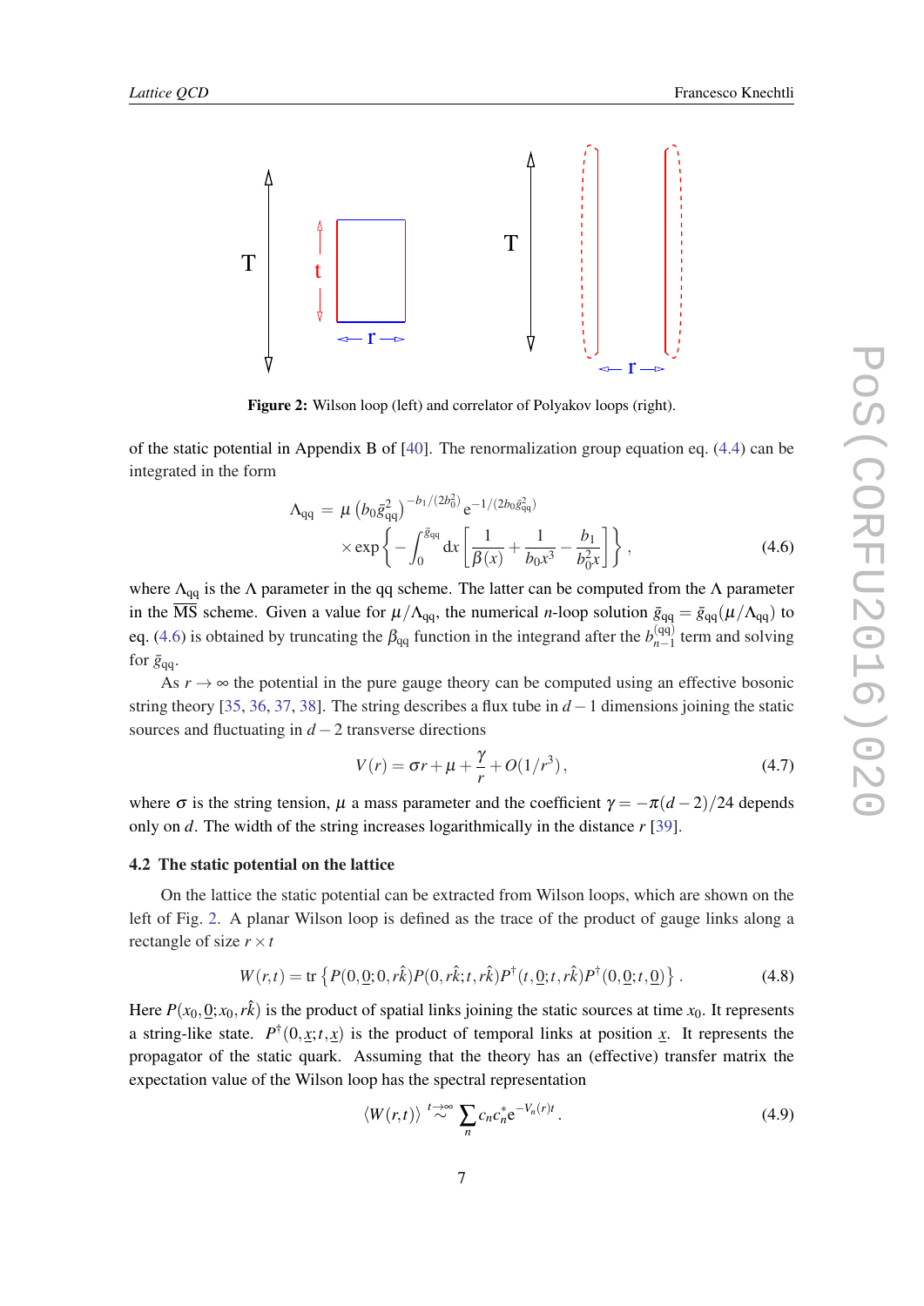**Figure 2:** Wilson loop (left) and correlator of Polyakov loops (right).

of the static potential in Appendix B of [40]. The renormalization group equation eq. (4.4) can be integrated in the form

$$\Lambda_{\rm qq} = \mu \left(b_0 \bar{g}_{\rm qq}^2\right)^{-b_1/(2b_0^2)} e^{-1/(2b_0 \bar{g}_{\rm qq}^2)} \times \exp\left\{ - \int_0^{\bar{g}_{\rm qq}} {\rm d}x \left[ \frac{1}{\beta(x)} + \frac{1}{b_0 x^3} - \frac{b_1}{b_0^2 x} \right] \right\} , \tag{4.6}$$

where $\Lambda_{\rm qq}$ is the $\Lambda$ parameter in the qq scheme. The latter can be computed from the $\Lambda$ parameter in the $\overline{\rm MS}$ scheme. Given a value for $\mu/\Lambda_{\rm qq}$, the numerical $n$-loop solution $\bar{g}_{\rm qq} = \bar{g}_{\rm qq}(\mu/\Lambda_{\rm qq})$ to eq. (4.6) is obtained by truncating the $\beta_{\rm qq}$ function in the integrand after the $b_{n-1}^{(\rm qq)}$ term and solving for $\bar{g}_{\rm qq}$.

As $r \to \infty$ the potential in the pure gauge theory can be computed using an effective bosonic string theory [35, 36, 37, 38]. The string describes a flux tube in $d-1$ dimensions joining the static sources and fluctuating in $d-2$ transverse directions

$$V(r) = \sigma r + \mu + \frac{\gamma}{r} + O(1/r^3) , \tag{4.7}$$

where $\sigma$ is the string tension, $\mu$ a mass parameter and the coefficient $\gamma = -\pi(d-2)/24$ depends only on $d$. The width of the string increases logarithmically in the distance $r$ [39].

## 4.2 The static potential on the lattice

On the lattice the static potential can be extracted from Wilson loops, which are shown on the left of Fig. 2. A planar Wilson loop is defined as the trace of the product of gauge links along a rectangle of size $r \times t$

$$W(r,t) = {\rm tr}\left\{ P(0,\underline{0};0,r\hat{k}) P(0,r\hat{k};t,r\hat{k}) P^\dagger(t,\underline{0};t,r\hat{k}) P^\dagger(0,\underline{0};t,\underline{0}) \right\} . \tag{4.8}$$

Here $P(x_0,\underline{0};x_0,r\hat{k})$ is the product of spatial links joining the static sources at time $x_0$. It represents a string-like state. $P^\dagger(0,\underline{x};t,\underline{x})$ is the product of temporal links at position $\underline{x}$. It represents the propagator of the static quark. Assuming that the theory has an (effective) transfer matrix the expectation value of the Wilson loop has the spectral representation

$$\langle W(r,t) \rangle \overset{t\to\infty}{\sim} \sum_n c_n c_n^* e^{-V_n(r)t} . \tag{4.9}$$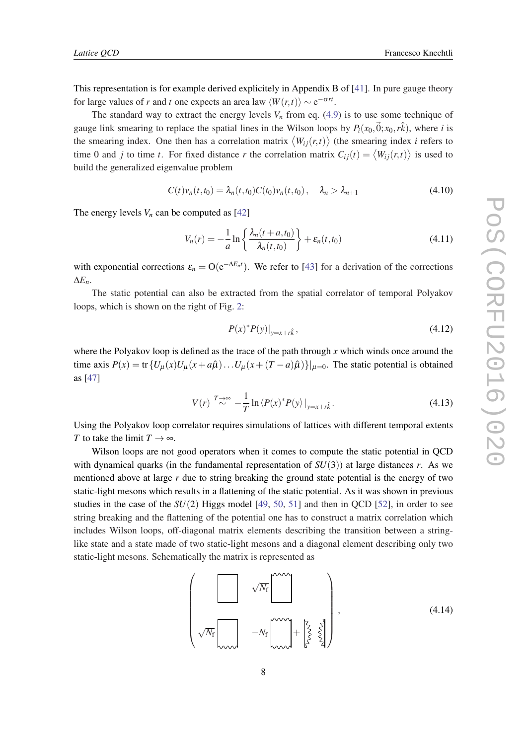This representation is for example derived explicitely in Appendix B of [41]. In pure gauge theory for large values of $r$ and $t$ one expects an area law $\langle W(r,t)\rangle \sim \mathrm{e}^{-\sigma r t}$.

The standard way to extract the energy levels $V_n$ from eq. (4.9) is to use some technique of gauge link smearing to replace the spatial lines in the Wilson loops by $P_i(x_0,\vec{0};x_0,r\hat{k})$, where $i$ is the smearing index. One then has a correlation matrix $\langle W_{ij}(r,t)\rangle$ (the smearing index $i$ refers to time 0 and $j$ to time $t$. For fixed distance $r$ the correlation matrix $C_{ij}(t) = \langle W_{ij}(r,t)\rangle$ is used to build the generalized eigenvalue problem

$$C(t)v_n(t,t_0) = \lambda_n(t,t_0)C(t_0)v_n(t,t_0)\,, \quad \lambda_n > \lambda_{n+1} \tag{4.10}$$

The energy levels $V_n$ can be computed as [42]

$$V_n(r) = -\frac{1}{a}\ln\left\{\frac{\lambda_n(t+a,t_0)}{\lambda_n(t,t_0)}\right\} + \varepsilon_n(t,t_0) \tag{4.11}$$

with exponential corrections $\varepsilon_n = \mathrm{O}(\mathrm{e}^{-\Delta E_n t})$. We refer to [43] for a derivation of the corrections $\Delta E_n$.

The static potential can also be extracted from the spatial correlator of temporal Polyakov loops, which is shown on the right of Fig. 2:

$$P(x)^*P(y)|_{y=x+r\hat{k}}\,, \tag{4.12}$$

where the Polyakov loop is defined as the trace of the path through $x$ which winds once around the time axis $P(x) = \mathrm{tr}\{U_\mu(x)U_\mu(x+a\hat{\mu})\ldots U_\mu(x+(T-a)\hat{\mu})\}|_{\mu=0}$. The static potential is obtained as [47]

$$V(r) \stackrel{T\to\infty}{\sim} -\frac{1}{T}\ln\langle P(x)^*P(y)\rangle|_{y=x+r\hat{k}}\,. \tag{4.13}$$

Using the Polyakov loop correlator requires simulations of lattices with different temporal extents $T$ to take the limit $T\to\infty$.

Wilson loops are not good operators when it comes to compute the static potential in QCD with dynamical quarks (in the fundamental representation of $SU(3)$) at large distances $r$. As we mentioned above at large $r$ due to string breaking the ground state potential is the energy of two static-light mesons which results in a flattening of the static potential. As it was shown in previous studies in the case of the $SU(2)$ Higgs model [49, 50, 51] and then in QCD [52], in order to see string breaking and the flattening of the potential one has to construct a matrix correlation which includes Wilson loops, off-diagonal matrix elements describing the transition between a string-like state and a state made of two static-light mesons and a diagonal element describing only two static-light mesons. Schematically the matrix is represented as

$$\begin{pmatrix} \square & \sqrt{N_\mathrm{f}}\,\square \\ \sqrt{N_\mathrm{f}}\,\square & -N_\mathrm{f}\,\square + \wr\;\wr \end{pmatrix}, \tag{4.14}$$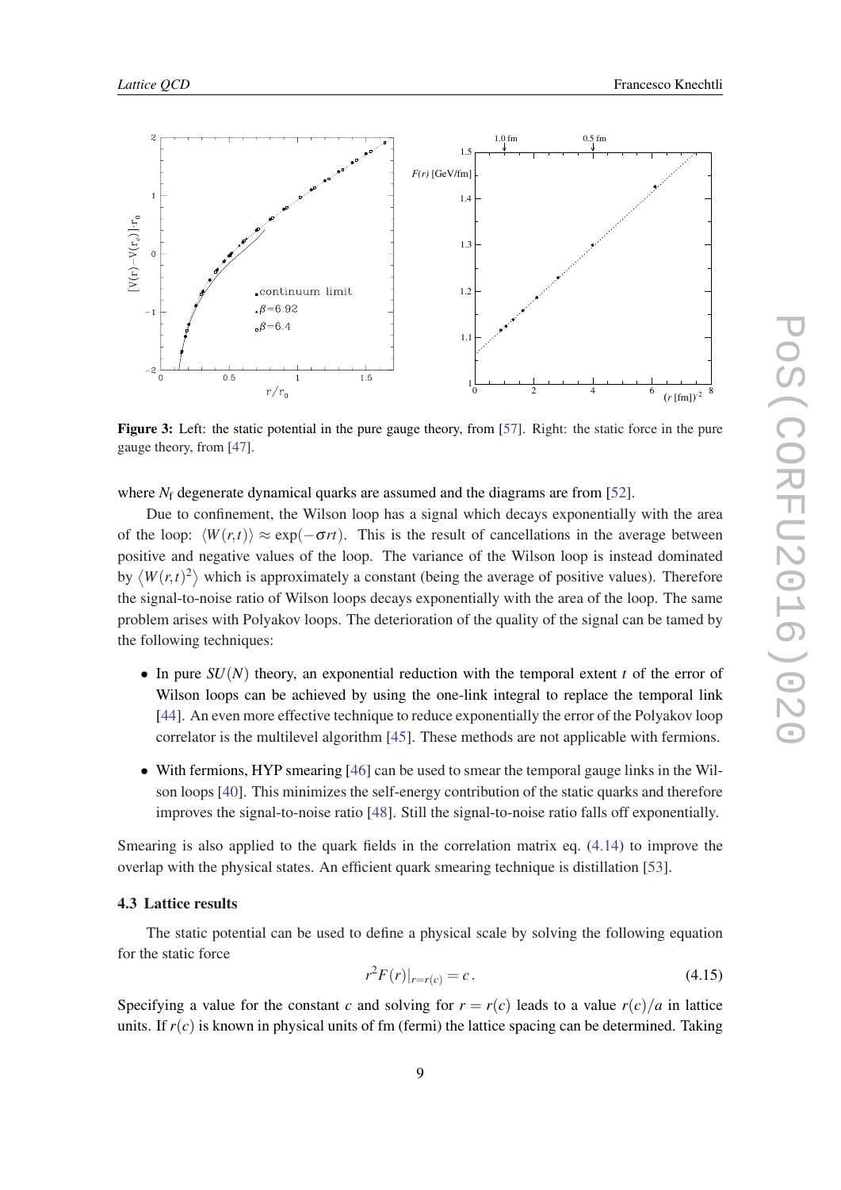**Figure 3:** Left: the static potential in the pure gauge theory, from [57]. Right: the static force in the pure gauge theory, from [47].

where $N_f$ degenerate dynamical quarks are assumed and the diagrams are from [52].

Due to confinement, the Wilson loop has a signal which decays exponentially with the area of the loop: $\langle W(r,t)\rangle \approx \exp(-\sigma r t)$. This is the result of cancellations in the average between positive and negative values of the loop. The variance of the Wilson loop is instead dominated by $\langle W(r,t)^2\rangle$ which is approximately a constant (being the average of positive values). Therefore the signal-to-noise ratio of Wilson loops decays exponentially with the area of the loop. The same problem arises with Polyakov loops. The deterioration of the quality of the signal can be tamed by the following techniques:

- In pure $SU(N)$ theory, an exponential reduction with the temporal extent $t$ of the error of Wilson loops can be achieved by using the one-link integral to replace the temporal link [44]. An even more effective technique to reduce exponentially the error of the Polyakov loop correlator is the multilevel algorithm [45]. These methods are not applicable with fermions.
- With fermions, HYP smearing [46] can be used to smear the temporal gauge links in the Wilson loops [40]. This minimizes the self-energy contribution of the static quarks and therefore improves the signal-to-noise ratio [48]. Still the signal-to-noise ratio falls off exponentially.

Smearing is also applied to the quark fields in the correlation matrix eq. (4.14) to improve the overlap with the physical states. An efficient quark smearing technique is distillation [53].

### 4.3 Lattice results

The static potential can be used to define a physical scale by solving the following equation for the static force

$$r^2 F(r)|_{r=r(c)} = c\,. \tag{4.15}$$

Specifying a value for the constant $c$ and solving for $r = r(c)$ leads to a value $r(c)/a$ in lattice units. If $r(c)$ is known in physical units of fm (fermi) the lattice spacing can be determined. Taking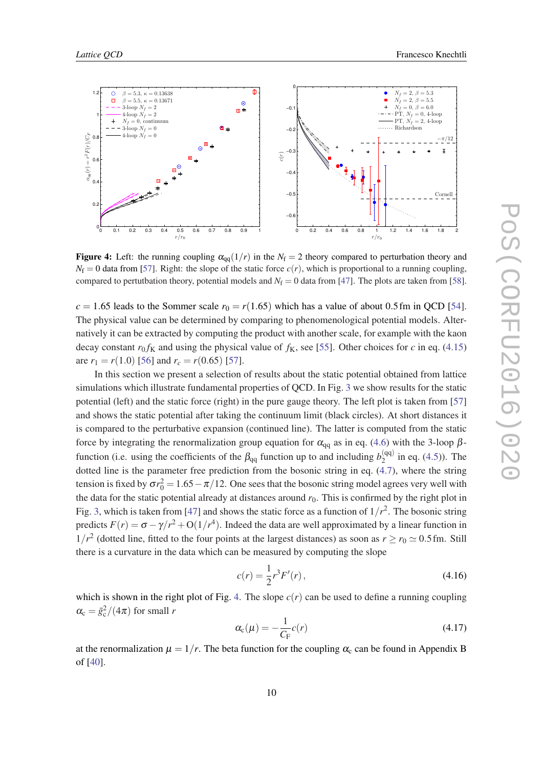**Figure 4:** Left: the running coupling $\alpha_{\rm qq}(1/r)$ in the $N_{\rm f}=2$ theory compared to perturbation theory and $N_{\rm f}=0$ data from [57]. Right: the slope of the static force $c(r)$, which is proportional to a running coupling, compared to pertutbation theory, potential models and $N_{\rm f}=0$ data from [47]. The plots are taken from [58].

$c = 1.65$ leads to the Sommer scale $r_0 = r(1.65)$ which has a value of about 0.5 fm in QCD [54]. The physical value can be determined by comparing to phenomenological potential models. Alternatively it can be extracted by computing the product with another scale, for example with the kaon decay constant $r_0 f_{\rm K}$ and using the physical value of $f_{\rm K}$, see [55]. Other choices for $c$ in eq. (4.15) are $r_1 = r(1.0)$ [56] and $r_c = r(0.65)$ [57].

In this section we present a selection of results about the static potential obtained from lattice simulations which illustrate fundamental properties of QCD. In Fig. 3 we show results for the static potential (left) and the static force (right) in the pure gauge theory. The left plot is taken from [57] and shows the static potential after taking the continuum limit (black circles). At short distances it is compared to the perturbative expansion (continued line). The latter is computed from the static force by integrating the renormalization group equation for $\alpha_{\rm qq}$ as in eq. (4.6) with the 3-loop $\beta$-function (i.e. using the coefficients of the $\beta_{\rm qq}$ function up to and including $b_2^{(\rm qq)}$ in eq. (4.5)). The dotted line is the parameter free prediction from the bosonic string in eq. (4.7), where the string tension is fixed by $\sigma r_0^2 = 1.65 - \pi/12$. One sees that the bosonic string model agrees very well with the data for the static potential already at distances around $r_0$. This is confirmed by the right plot in Fig. 3, which is taken from [47] and shows the static force as a function of $1/r^2$. The bosonic string predicts $F(r) = \sigma - \gamma/r^2 + {\rm O}(1/r^4)$. Indeed the data are well approximated by a linear function in $1/r^2$ (dotted line, fitted to the four points at the largest distances) as soon as $r \geq r_0 \simeq 0.5\,$fm. Still there is a curvature in the data which can be measured by computing the slope

$$c(r) = \frac{1}{2} r^3 F'(r)\,, \tag{4.16}$$

which is shown in the right plot of Fig. 4. The slope $c(r)$ can be used to define a running coupling $\alpha_{\rm c} = \bar{g}_{\rm c}^2/(4\pi)$ for small $r$

$$\alpha_{\rm c}(\mu) = -\frac{1}{C_{\rm F}} c(r) \tag{4.17}$$

at the renormalization $\mu = 1/r$. The beta function for the coupling $\alpha_{\rm c}$ can be found in Appendix B of [40].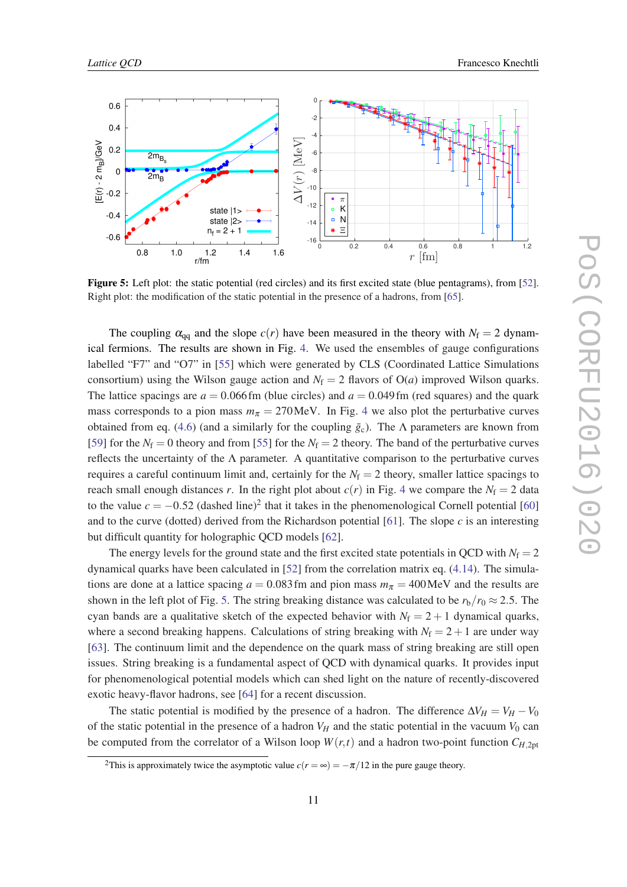**Figure 5:** Left plot: the static potential (red circles) and its first excited state (blue pentagrams), from [52]. Right plot: the modification of the static potential in the presence of a hadrons, from [65].

The coupling $\alpha_{qq}$ and the slope $c(r)$ have been measured in the theory with $N_f = 2$ dynamical fermions. The results are shown in Fig. 4. We used the ensembles of gauge configurations labelled "F7" and "O7" in [55] which were generated by CLS (Coordinated Lattice Simulations consortium) using the Wilson gauge action and $N_f = 2$ flavors of O($a$) improved Wilson quarks. The lattice spacings are $a = 0.066\,\mathrm{fm}$ (blue circles) and $a = 0.049\,\mathrm{fm}$ (red squares) and the quark mass corresponds to a pion mass $m_\pi = 270\,\mathrm{MeV}$. In Fig. 4 we also plot the perturbative curves obtained from eq. (4.6) (and a similarly for the coupling $\bar{g}_c$). The $\Lambda$ parameters are known from [59] for the $N_f = 0$ theory and from [55] for the $N_f = 2$ theory. The band of the perturbative curves reflects the uncertainty of the $\Lambda$ parameter. A quantitative comparison to the perturbative curves requires a careful continuum limit and, certainly for the $N_f = 2$ theory, smaller lattice spacings to reach small enough distances $r$. In the right plot about $c(r)$ in Fig. 4 we compare the $N_f = 2$ data to the value $c = -0.52$ (dashed line)[2] that it takes in the phenomenological Cornell potential [60] and to the curve (dotted) derived from the Richardson potential [61]. The slope $c$ is an interesting but difficult quantity for holographic QCD models [62].

The energy levels for the ground state and the first excited state potentials in QCD with $N_f = 2$ dynamical quarks have been calculated in [52] from the correlation matrix eq. (4.14). The simulations are done at a lattice spacing $a = 0.083\,\mathrm{fm}$ and pion mass $m_\pi = 400\,\mathrm{MeV}$ and the results are shown in the left plot of Fig. 5. The string breaking distance was calculated to be $r_b/r_0 \approx 2.5$. The cyan bands are a qualitative sketch of the expected behavior with $N_f = 2+1$ dynamical quarks, where a second breaking happens. Calculations of string breaking with $N_f = 2+1$ are under way [63]. The continuum limit and the dependence on the quark mass of string breaking are still open issues. String breaking is a fundamental aspect of QCD with dynamical quarks. It provides input for phenomenological potential models which can shed light on the nature of recently-discovered exotic heavy-flavor hadrons, see [64] for a recent discussion.

The static potential is modified by the presence of a hadron. The difference $\Delta V_H = V_H - V_0$ of the static potential in the presence of a hadron $V_H$ and the static potential in the vacuum $V_0$ can be computed from the correlator of a Wilson loop $W(r,t)$ and a hadron two-point function $C_{H,2\mathrm{pt}}$

[2] This is approximately twice the asymptotic value $c(r = \infty) = -\pi/12$ in the pure gauge theory.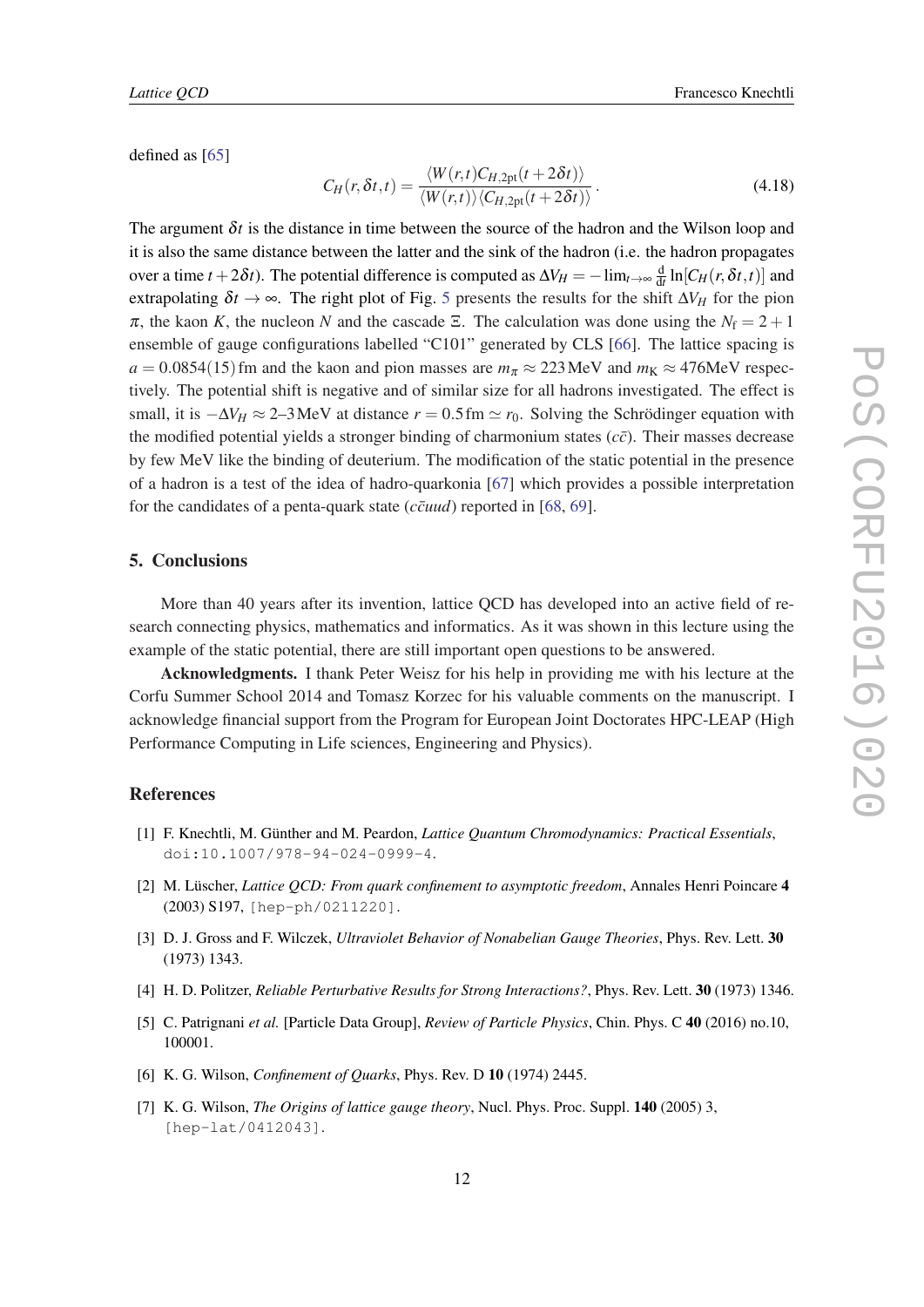defined as [65]

$$C_H(r,\delta t,t) = \frac{\langle W(r,t) C_{H,2\text{pt}}(t+2\delta t)\rangle}{\langle W(r,t)\rangle \langle C_{H,2\text{pt}}(t+2\delta t)\rangle}\,. \tag{4.18}$$

The argument $\delta t$ is the distance in time between the source of the hadron and the Wilson loop and it is also the same distance between the latter and the sink of the hadron (i.e. the hadron propagates over a time $t+2\delta t$). The potential difference is computed as $\Delta V_H = -\lim_{t\to\infty}\frac{\mathrm{d}}{\mathrm{d}t}\ln[C_H(r,\delta t,t)]$ and extrapolating $\delta t \to \infty$. The right plot of Fig. 5 presents the results for the shift $\Delta V_H$ for the pion $\pi$, the kaon $K$, the nucleon $N$ and the cascade $\Xi$. The calculation was done using the $N_\mathrm{f} = 2+1$ ensemble of gauge configurations labelled "C101" generated by CLS [66]. The lattice spacing is $a = 0.0854(15)\,\mathrm{fm}$ and the kaon and pion masses are $m_\pi \approx 223\,\mathrm{MeV}$ and $m_\mathrm{K} \approx 476\mathrm{MeV}$ respectively. The potential shift is negative and of similar size for all hadrons investigated. The effect is small, it is $-\Delta V_H \approx 2$–$3\,\mathrm{MeV}$ at distance $r = 0.5\,\mathrm{fm} \simeq r_0$. Solving the Schrödinger equation with the modified potential yields a stronger binding of charmonium states ($c\bar{c}$). Their masses decrease by few MeV like the binding of deuterium. The modification of the static potential in the presence of a hadron is a test of the idea of hadro-quarkonia [67] which provides a possible interpretation for the candidates of a penta-quark state ($c\bar{c}uud$) reported in [68, 69].

## 5. Conclusions

More than 40 years after its invention, lattice QCD has developed into an active field of research connecting physics, mathematics and informatics. As it was shown in this lecture using the example of the static potential, there are still important open questions to be answered.

**Acknowledgments.** I thank Peter Weisz for his help in providing me with his lecture at the Corfu Summer School 2014 and Tomasz Korzec for his valuable comments on the manuscript. I acknowledge financial support from the Program for European Joint Doctorates HPC-LEAP (High Performance Computing in Life sciences, Engineering and Physics).

## References

[1] F. Knechtli, M. Günther and M. Peardon, *Lattice Quantum Chromodynamics: Practical Essentials*, doi:10.1007/978-94-024-0999-4.

[2] M. Lüscher, *Lattice QCD: From quark confinement to asymptotic freedom*, Annales Henri Poincare **4** (2003) S197, [hep-ph/0211220].

[3] D. J. Gross and F. Wilczek, *Ultraviolet Behavior of Nonabelian Gauge Theories*, Phys. Rev. Lett. **30** (1973) 1343.

[4] H. D. Politzer, *Reliable Perturbative Results for Strong Interactions?*, Phys. Rev. Lett. **30** (1973) 1346.

[5] C. Patrignani *et al.* [Particle Data Group], *Review of Particle Physics*, Chin. Phys. C **40** (2016) no.10, 100001.

[6] K. G. Wilson, *Confinement of Quarks*, Phys. Rev. D **10** (1974) 2445.

[7] K. G. Wilson, *The Origins of lattice gauge theory*, Nucl. Phys. Proc. Suppl. **140** (2005) 3, [hep-lat/0412043].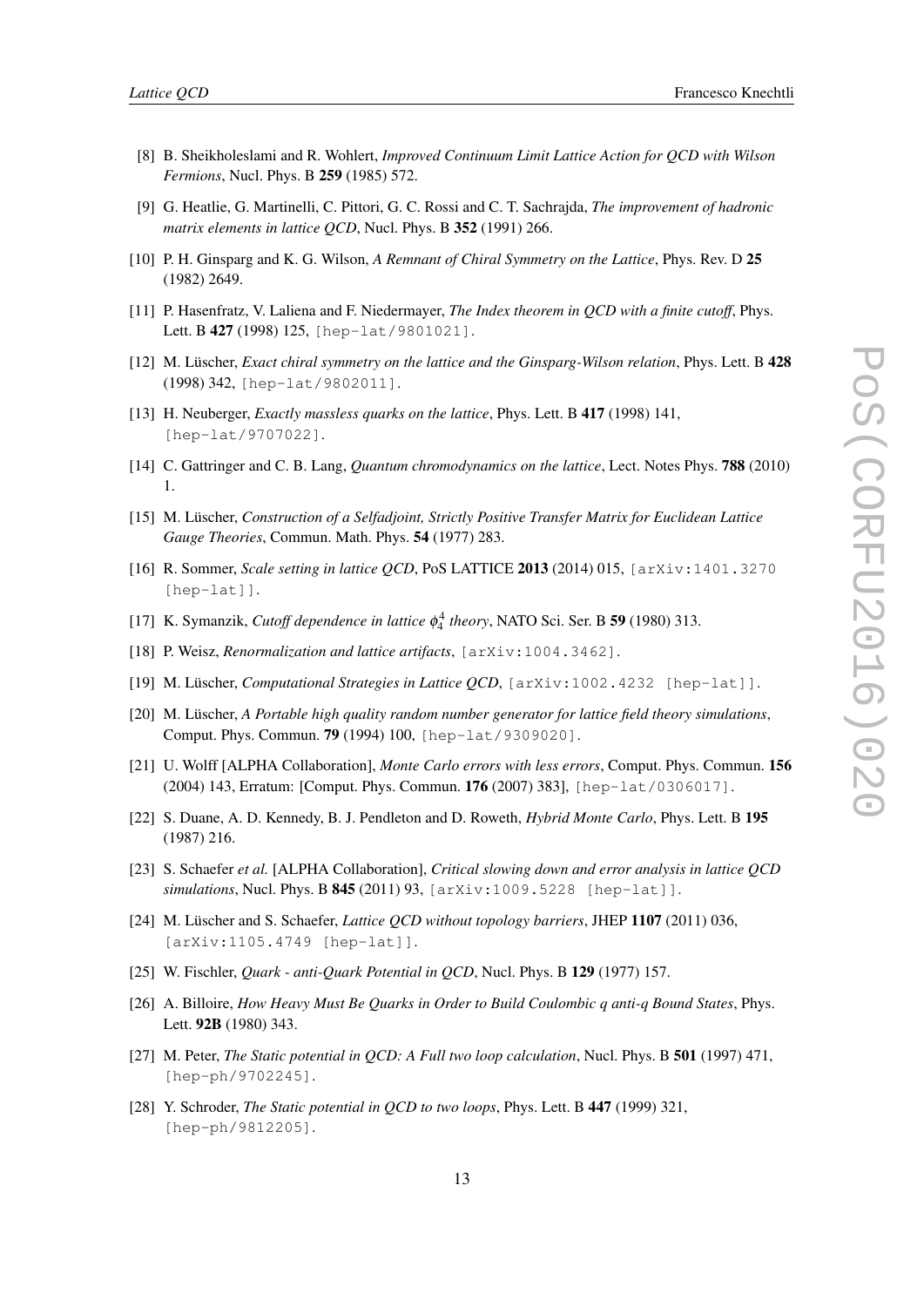[8] B. Sheikholeslami and R. Wohlert, *Improved Continuum Limit Lattice Action for QCD with Wilson Fermions*, Nucl. Phys. B **259** (1985) 572.

[9] G. Heatlie, G. Martinelli, C. Pittori, G. C. Rossi and C. T. Sachrajda, *The improvement of hadronic matrix elements in lattice QCD*, Nucl. Phys. B **352** (1991) 266.

[10] P. H. Ginsparg and K. G. Wilson, *A Remnant of Chiral Symmetry on the Lattice*, Phys. Rev. D **25** (1982) 2649.

[11] P. Hasenfratz, V. Laliena and F. Niedermayer, *The Index theorem in QCD with a finite cutoff*, Phys. Lett. B **427** (1998) 125, [hep-lat/9801021].

[12] M. Lüscher, *Exact chiral symmetry on the lattice and the Ginsparg-Wilson relation*, Phys. Lett. B **428** (1998) 342, [hep-lat/9802011].

[13] H. Neuberger, *Exactly massless quarks on the lattice*, Phys. Lett. B **417** (1998) 141, [hep-lat/9707022].

[14] C. Gattringer and C. B. Lang, *Quantum chromodynamics on the lattice*, Lect. Notes Phys. **788** (2010) 1.

[15] M. Lüscher, *Construction of a Selfadjoint, Strictly Positive Transfer Matrix for Euclidean Lattice Gauge Theories*, Commun. Math. Phys. **54** (1977) 283.

[16] R. Sommer, *Scale setting in lattice QCD*, PoS LATTICE **2013** (2014) 015, [arXiv:1401.3270 [hep-lat]].

[17] K. Symanzik, *Cutoff dependence in lattice $\phi_4^4$ theory*, NATO Sci. Ser. B **59** (1980) 313.

[18] P. Weisz, *Renormalization and lattice artifacts*, [arXiv:1004.3462].

[19] M. Lüscher, *Computational Strategies in Lattice QCD*, [arXiv:1002.4232 [hep-lat]].

[20] M. Lüscher, *A Portable high quality random number generator for lattice field theory simulations*, Comput. Phys. Commun. **79** (1994) 100, [hep-lat/9309020].

[21] U. Wolff [ALPHA Collaboration], *Monte Carlo errors with less errors*, Comput. Phys. Commun. **156** (2004) 143, Erratum: [Comput. Phys. Commun. **176** (2007) 383], [hep-lat/0306017].

[22] S. Duane, A. D. Kennedy, B. J. Pendleton and D. Roweth, *Hybrid Monte Carlo*, Phys. Lett. B **195** (1987) 216.

[23] S. Schaefer *et al.* [ALPHA Collaboration], *Critical slowing down and error analysis in lattice QCD simulations*, Nucl. Phys. B **845** (2011) 93, [arXiv:1009.5228 [hep-lat]].

[24] M. Lüscher and S. Schaefer, *Lattice QCD without topology barriers*, JHEP **1107** (2011) 036, [arXiv:1105.4749 [hep-lat]].

[25] W. Fischler, *Quark - anti-Quark Potential in QCD*, Nucl. Phys. B **129** (1977) 157.

[26] A. Billoire, *How Heavy Must Be Quarks in Order to Build Coulombic q anti-q Bound States*, Phys. Lett. **92B** (1980) 343.

[27] M. Peter, *The Static potential in QCD: A Full two loop calculation*, Nucl. Phys. B **501** (1997) 471, [hep-ph/9702245].

[28] Y. Schroder, *The Static potential in QCD to two loops*, Phys. Lett. B **447** (1999) 321, [hep-ph/9812205].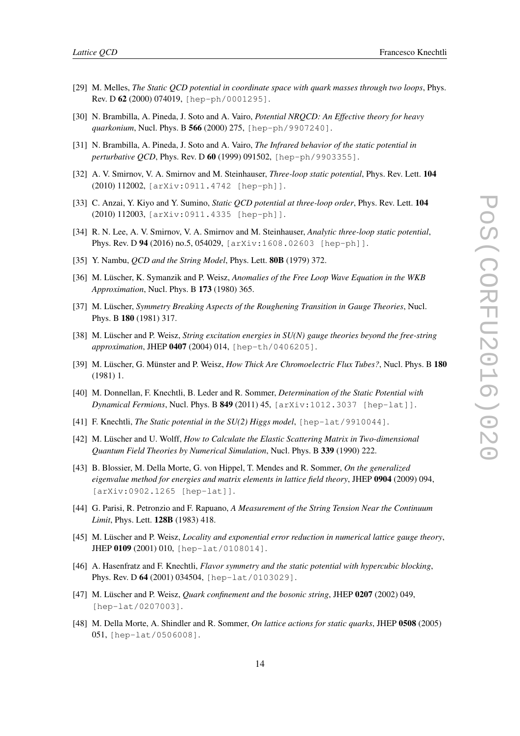[29] M. Melles, *The Static QCD potential in coordinate space with quark masses through two loops*, Phys. Rev. D **62** (2000) 074019, [hep-ph/0001295].

[30] N. Brambilla, A. Pineda, J. Soto and A. Vairo, *Potential NRQCD: An Effective theory for heavy quarkonium*, Nucl. Phys. B **566** (2000) 275, [hep-ph/9907240].

[31] N. Brambilla, A. Pineda, J. Soto and A. Vairo, *The Infrared behavior of the static potential in perturbative QCD*, Phys. Rev. D **60** (1999) 091502, [hep-ph/9903355].

[32] A. V. Smirnov, V. A. Smirnov and M. Steinhauser, *Three-loop static potential*, Phys. Rev. Lett. **104** (2010) 112002, [arXiv:0911.4742 [hep-ph]].

[33] C. Anzai, Y. Kiyo and Y. Sumino, *Static QCD potential at three-loop order*, Phys. Rev. Lett. **104** (2010) 112003, [arXiv:0911.4335 [hep-ph]].

[34] R. N. Lee, A. V. Smirnov, V. A. Smirnov and M. Steinhauser, *Analytic three-loop static potential*, Phys. Rev. D **94** (2016) no.5, 054029, [arXiv:1608.02603 [hep-ph]].

[35] Y. Nambu, *QCD and the String Model*, Phys. Lett. **80B** (1979) 372.

[36] M. Lüscher, K. Symanzik and P. Weisz, *Anomalies of the Free Loop Wave Equation in the WKB Approximation*, Nucl. Phys. B **173** (1980) 365.

[37] M. Lüscher, *Symmetry Breaking Aspects of the Roughening Transition in Gauge Theories*, Nucl. Phys. B **180** (1981) 317.

[38] M. Lüscher and P. Weisz, *String excitation energies in SU(N) gauge theories beyond the free-string approximation*, JHEP **0407** (2004) 014, [hep-th/0406205].

[39] M. Lüscher, G. Münster and P. Weisz, *How Thick Are Chromoelectric Flux Tubes?*, Nucl. Phys. B **180** (1981) 1.

[40] M. Donnellan, F. Knechtli, B. Leder and R. Sommer, *Determination of the Static Potential with Dynamical Fermions*, Nucl. Phys. B **849** (2011) 45, [arXiv:1012.3037 [hep-lat]].

[41] F. Knechtli, *The Static potential in the SU(2) Higgs model*, [hep-lat/9910044].

[42] M. Lüscher and U. Wolff, *How to Calculate the Elastic Scattering Matrix in Two-dimensional Quantum Field Theories by Numerical Simulation*, Nucl. Phys. B **339** (1990) 222.

[43] B. Blossier, M. Della Morte, G. von Hippel, T. Mendes and R. Sommer, *On the generalized eigenvalue method for energies and matrix elements in lattice field theory*, JHEP **0904** (2009) 094, [arXiv:0902.1265 [hep-lat]].

[44] G. Parisi, R. Petronzio and F. Rapuano, *A Measurement of the String Tension Near the Continuum Limit*, Phys. Lett. **128B** (1983) 418.

[45] M. Lüscher and P. Weisz, *Locality and exponential error reduction in numerical lattice gauge theory*, JHEP **0109** (2001) 010, [hep-lat/0108014].

[46] A. Hasenfratz and F. Knechtli, *Flavor symmetry and the static potential with hypercubic blocking*, Phys. Rev. D **64** (2001) 034504, [hep-lat/0103029].

[47] M. Lüscher and P. Weisz, *Quark confinement and the bosonic string*, JHEP **0207** (2002) 049, [hep-lat/0207003].

[48] M. Della Morte, A. Shindler and R. Sommer, *On lattice actions for static quarks*, JHEP **0508** (2005) 051, [hep-lat/0506008].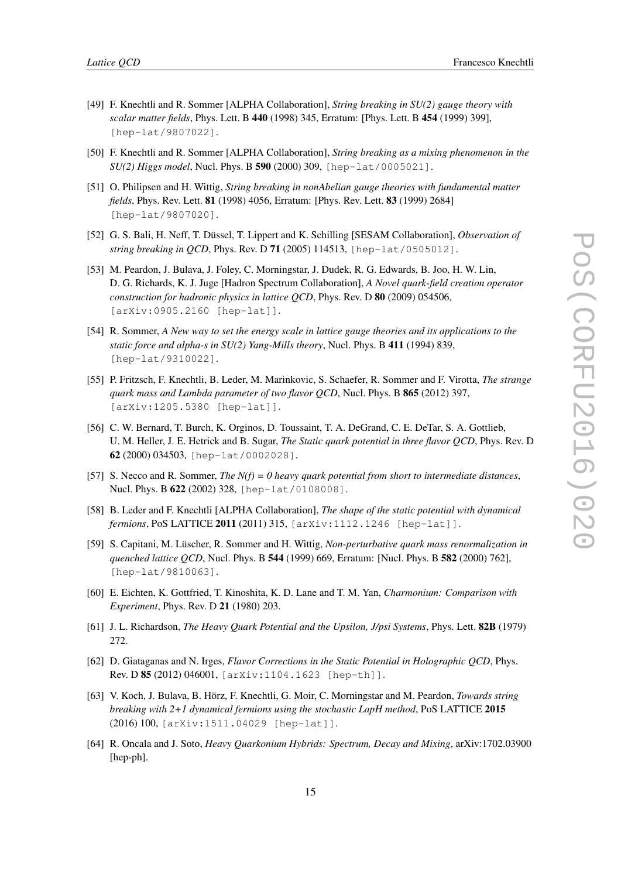[49] F. Knechtli and R. Sommer [ALPHA Collaboration], *String breaking in SU(2) gauge theory with scalar matter fields*, Phys. Lett. B **440** (1998) 345, Erratum: [Phys. Lett. B **454** (1999) 399], [hep-lat/9807022].

[50] F. Knechtli and R. Sommer [ALPHA Collaboration], *String breaking as a mixing phenomenon in the SU(2) Higgs model*, Nucl. Phys. B **590** (2000) 309, [hep-lat/0005021].

[51] O. Philipsen and H. Wittig, *String breaking in nonAbelian gauge theories with fundamental matter fields*, Phys. Rev. Lett. **81** (1998) 4056, Erratum: [Phys. Rev. Lett. **83** (1999) 2684] [hep-lat/9807020].

[52] G. S. Bali, H. Neff, T. Düssel, T. Lippert and K. Schilling [SESAM Collaboration], *Observation of string breaking in QCD*, Phys. Rev. D **71** (2005) 114513, [hep-lat/0505012].

[53] M. Peardon, J. Bulava, J. Foley, C. Morningstar, J. Dudek, R. G. Edwards, B. Joo, H. W. Lin, D. G. Richards, K. J. Juge [Hadron Spectrum Collaboration], *A Novel quark-field creation operator construction for hadronic physics in lattice QCD*, Phys. Rev. D **80** (2009) 054506, [arXiv:0905.2160 [hep-lat]].

[54] R. Sommer, *A New way to set the energy scale in lattice gauge theories and its applications to the static force and alpha-s in SU(2) Yang-Mills theory*, Nucl. Phys. B **411** (1994) 839, [hep-lat/9310022].

[55] P. Fritzsch, F. Knechtli, B. Leder, M. Marinkovic, S. Schaefer, R. Sommer and F. Virotta, *The strange quark mass and Lambda parameter of two flavor QCD*, Nucl. Phys. B **865** (2012) 397, [arXiv:1205.5380 [hep-lat]].

[56] C. W. Bernard, T. Burch, K. Orginos, D. Toussaint, T. A. DeGrand, C. E. DeTar, S. A. Gottlieb, U. M. Heller, J. E. Hetrick and B. Sugar, *The Static quark potential in three flavor QCD*, Phys. Rev. D **62** (2000) 034503, [hep-lat/0002028].

[57] S. Necco and R. Sommer, *The N(f) = 0 heavy quark potential from short to intermediate distances*, Nucl. Phys. B **622** (2002) 328, [hep-lat/0108008].

[58] B. Leder and F. Knechtli [ALPHA Collaboration], *The shape of the static potential with dynamical fermions*, PoS LATTICE **2011** (2011) 315, [arXiv:1112.1246 [hep-lat]].

[59] S. Capitani, M. Lüscher, R. Sommer and H. Wittig, *Non-perturbative quark mass renormalization in quenched lattice QCD*, Nucl. Phys. B **544** (1999) 669, Erratum: [Nucl. Phys. B **582** (2000) 762], [hep-lat/9810063].

[60] E. Eichten, K. Gottfried, T. Kinoshita, K. D. Lane and T. M. Yan, *Charmonium: Comparison with Experiment*, Phys. Rev. D **21** (1980) 203.

[61] J. L. Richardson, *The Heavy Quark Potential and the Upsilon, J/psi Systems*, Phys. Lett. **82B** (1979) 272.

[62] D. Giataganas and N. Irges, *Flavor Corrections in the Static Potential in Holographic QCD*, Phys. Rev. D **85** (2012) 046001, [arXiv:1104.1623 [hep-th]].

[63] V. Koch, J. Bulava, B. Hörz, F. Knechtli, G. Moir, C. Morningstar and M. Peardon, *Towards string breaking with 2+1 dynamical fermions using the stochastic LapH method*, PoS LATTICE **2015** (2016) 100, [arXiv:1511.04029 [hep-lat]].

[64] R. Oncala and J. Soto, *Heavy Quarkonium Hybrids: Spectrum, Decay and Mixing*, arXiv:1702.03900 [hep-ph].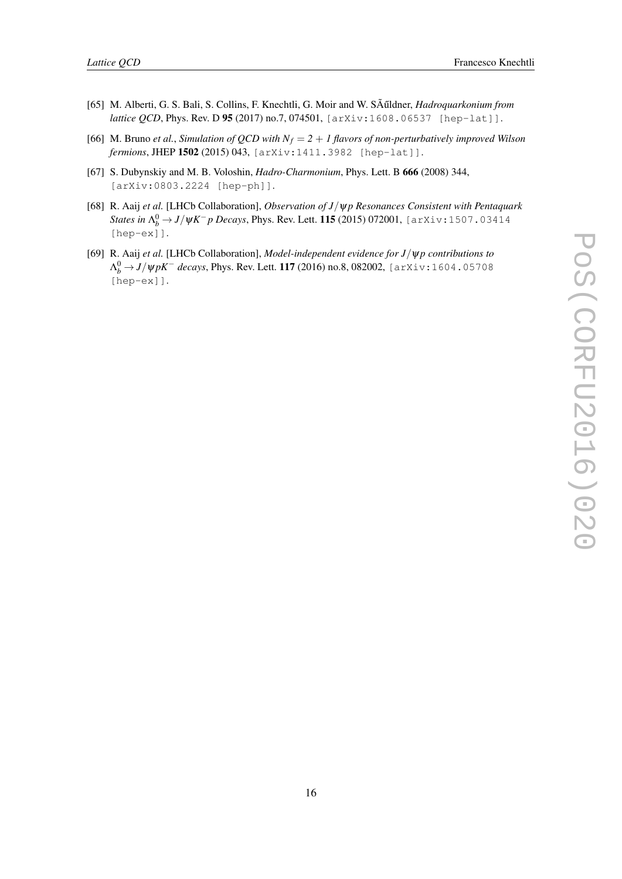[65] M. Alberti, G. S. Bali, S. Collins, F. Knechtli, G. Moir and W. SÃűldner, *Hadroquarkonium from lattice QCD*, Phys. Rev. D **95** (2017) no.7, 074501, [arXiv:1608.06537 [hep-lat]].

[66] M. Bruno *et al.*, *Simulation of QCD with $N_f = 2 + 1$ flavors of non-perturbatively improved Wilson fermions*, JHEP **1502** (2015) 043, [arXiv:1411.3982 [hep-lat]].

[67] S. Dubynskiy and M. B. Voloshin, *Hadro-Charmonium*, Phys. Lett. B **666** (2008) 344, [arXiv:0803.2224 [hep-ph]].

[68] R. Aaij *et al.* [LHCb Collaboration], *Observation of $J/\psi p$ Resonances Consistent with Pentaquark States in $\Lambda_b^0 \to J/\psi K^- p$ Decays*, Phys. Rev. Lett. **115** (2015) 072001, [arXiv:1507.03414 [hep-ex]].

[69] R. Aaij *et al.* [LHCb Collaboration], *Model-independent evidence for $J/\psi p$ contributions to $\Lambda_b^0 \to J/\psi p K^-$ decays*, Phys. Rev. Lett. **117** (2016) no.8, 082002, [arXiv:1604.05708 [hep-ex]].